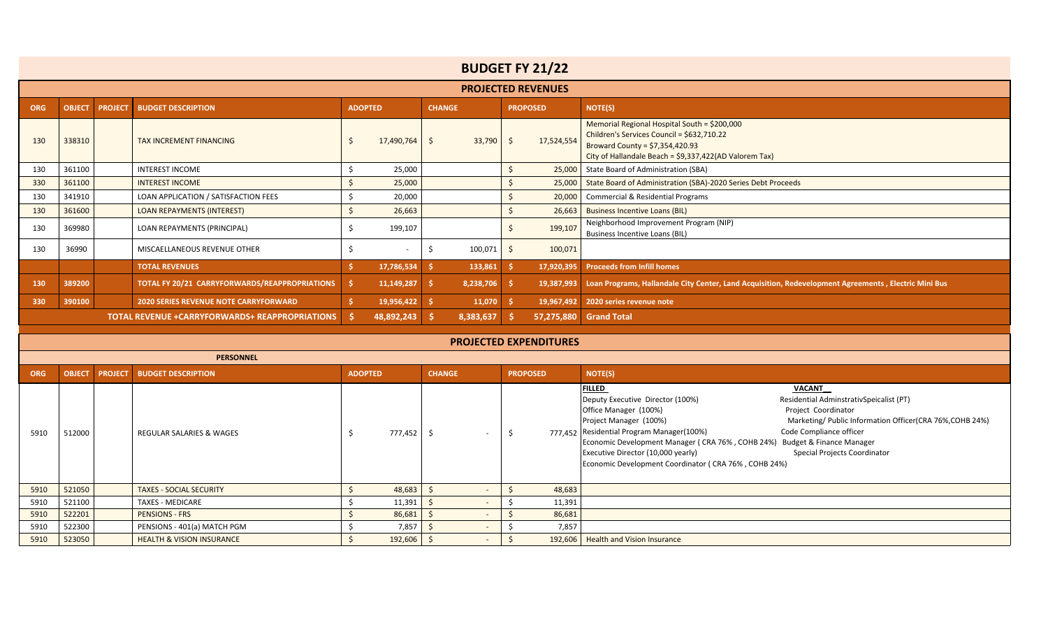# BUDGET FY 21/22

## PROJECTED REVENUES

| ORG | OBJECT | PROJECT | BUDGET DESCRIPTION | ADOPTED | CHANGE | PROPOSED | NOTE(S) |
|---|---|---|---|---|---|---|---|
| 130 | 338310 | | TAX INCREMENT FINANCING | $ 17,490,764 | $ 33,790 | $ 17,524,554 | Memorial Regional Hospital South = $200,000<br>Children's Services Council = $632,710.22<br>Broward County = $7,354,420.93<br>City of Hallandale Beach = $9,337,422(AD Valorem Tax) |
| 130 | 361100 | | INTEREST INCOME | $ 25,000 | | $ 25,000 | State Board of Administration (SBA) |
| 330 | 361100 | | INTEREST INCOME | $ 25,000 | | $ 25,000 | State Board of Administration (SBA)-2020 Series Debt Proceeds |
| 130 | 341910 | | LOAN APPLICATION / SATISFACTION FEES | $ 20,000 | | $ 20,000 | Commercial & Residential Programs |
| 130 | 361600 | | LOAN REPAYMENTS (INTEREST) | $ 26,663 | | $ 26,663 | Business Incentive Loans (BIL) |
| 130 | 369980 | | LOAN REPAYMENTS (PRINCIPAL) | $ 199,107 | | $ 199,107 | Neighborhood Improvement Program (NIP)<br>Business Incentive Loans (BIL) |
| 130 | 36990 | | MISCAELLANEOUS REVENUE OTHER | $ - | $ 100,071 | $ 100,071 | |
| | | | **TOTAL REVENUES** | **$ 17,786,534** | **$ 133,861** | **$ 17,920,395** | **Proceeds from Infill homes** |
| **130** | **389200** | | **TOTAL FY 20/21 CARRYFORWARDS/REAPPROPRIATIONS** | **$ 11,149,287** | **$ 8,238,706** | **$ 19,387,993** | **Loan Programs, Hallandale City Center, Land Acquisition, Redevelopment Agreements , Electric Mini Bus** |
| **330** | **390100** | | **2020 SERIES REVENUE NOTE CARRYFORWARD** | **$ 19,956,422** | **$ 11,070** | **$ 19,967,492** | **2020 series revenue note** |
| | | | **TOTAL REVENUE +CARRYFORWARDS+ REAPPROPRIATIONS** | **$ 48,892,243** | **$ 8,383,637** | **$ 57,275,880** | **Grand Total** |

## PROJECTED EXPENDITURES

### PERSONNEL

| ORG | OBJECT | PROJECT | BUDGET DESCRIPTION | ADOPTED | CHANGE | PROPOSED | NOTE(S) |
|---|---|---|---|---|---|---|---|
| 5910 | 512000 | | REGULAR SALARIES & WAGES | $ 777,452 | $ - | $ 777,452 | **FILLED**<br>Deputy Executive Director (100%)<br>Office Manager (100%)<br>Project Manager (100%)<br>Residential Program Manager(100%)<br>Economic Development Manager ( CRA 76% , COHB 24%)<br>Executive Director (10,000 yearly)<br>Economic Development Coordinator ( CRA 76% , COHB 24%)<br>**VACANT**<br>Residential AdminstrativSpeicalist (PT)<br>Project Coordinator<br>Marketing/ Public Information Officer(CRA 76%,COHB 24%)<br>Code Compliance officer<br>Budget & Finance Manager<br>Special Projects Coordinator |
| 5910 | 521050 | | TAXES - SOCIAL SECURITY | $ 48,683 | $ - | $ 48,683 | |
| 5910 | 521100 | | TAXES - MEDICARE | $ 11,391 | $ - | $ 11,391 | |
| 5910 | 522201 | | PENSIONS - FRS | $ 86,681 | $ - | $ 86,681 | |
| 5910 | 522300 | | PENSIONS - 401(a) MATCH PGM | $ 7,857 | $ - | $ 7,857 | |
| 5910 | 523050 | | HEALTH & VISION INSURANCE | $ 192,606 | $ - | $ 192,606 | Health and Vision Insurance |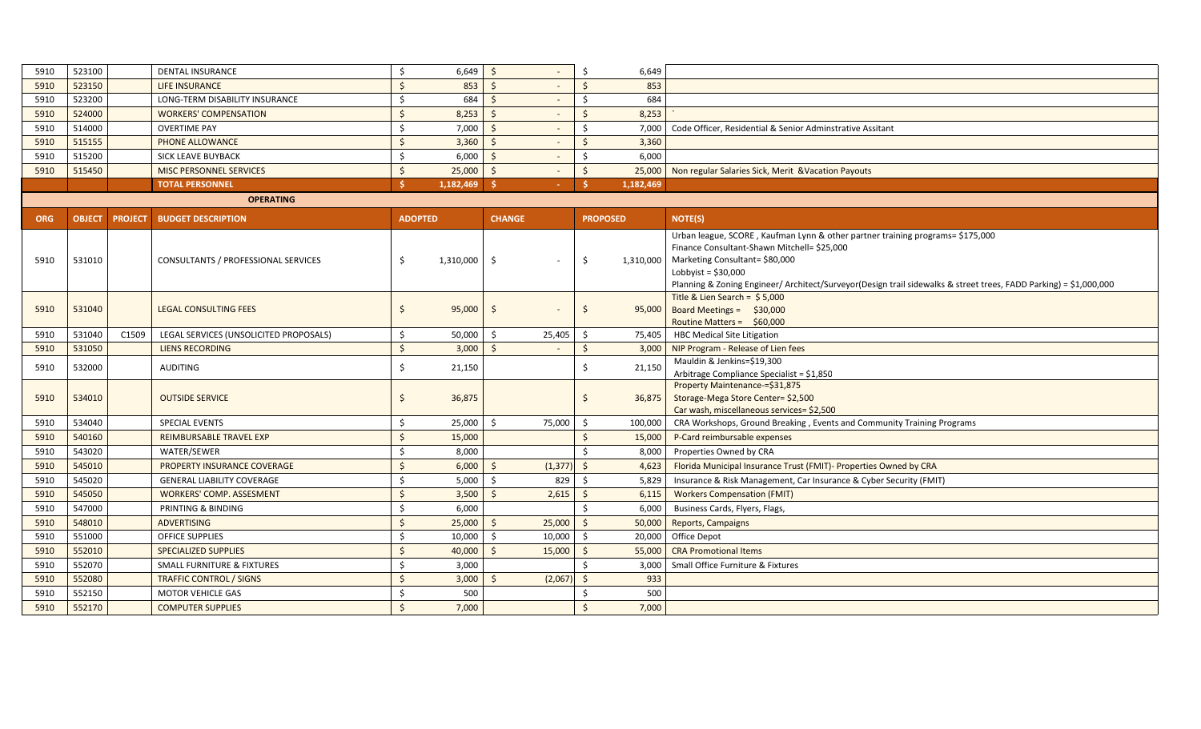| ORG | OBJECT | PROJECT | BUDGET DESCRIPTION | ADOPTED | CHANGE | PROPOSED | NOTE(S) |
|---|---|---|---|---|---|---|---|
| 5910 | 523100 | | DENTAL INSURANCE | $ 6,649 | $ - | $ 6,649 | |
| 5910 | 523150 | | LIFE INSURANCE | $ 853 | $ - | $ 853 | |
| 5910 | 523200 | | LONG-TERM DISABILITY INSURANCE | $ 684 | $ - | $ 684 | |
| 5910 | 524000 | | WORKERS' COMPENSATION | $ 8,253 | $ - | $ 8,253 | ` |
| 5910 | 514000 | | OVERTIME PAY | $ 7,000 | $ - | $ 7,000 | Code Officer, Residential & Senior Adminstrative Assitant |
| 5910 | 515155 | | PHONE ALLOWANCE | $ 3,360 | $ - | $ 3,360 | |
| 5910 | 515200 | | SICK LEAVE BUYBACK | $ 6,000 | $ - | $ 6,000 | |
| 5910 | 515450 | | MISC PERSONNEL SERVICES | $ 25,000 | $ - | $ 25,000 | Non regular Salaries Sick, Merit &Vacation Payouts |
| | | | **TOTAL PERSONNEL** | **$ 1,182,469** | **$ -** | **$ 1,182,469** | |
| | | | **OPERATING** | | | | |
| **ORG** | **OBJECT** | **PROJECT** | **BUDGET DESCRIPTION** | **ADOPTED** | **CHANGE** | **PROPOSED** | **NOTE(S)** |
| 5910 | 531010 | | CONSULTANTS / PROFESSIONAL SERVICES | $ 1,310,000 | $ - | $ 1,310,000 | Urban league, SCORE , Kaufman Lynn & other partner training programs= $175,000<br>Finance Consultant-Shawn Mitchell= $25,000<br>Marketing Consultant= $80,000<br>Lobbyist = $30,000<br>Planning & Zoning Engineer/ Architect/Surveyor(Design trail sidewalks & street trees, FADD Parking) = $1,000,000 |
| 5910 | 531040 | | LEGAL CONSULTING FEES | $ 95,000 | $ - | $ 95,000 | Title & Lien Search = $ 5,000<br>Board Meetings = $30,000<br>Routine Matters = $60,000 |
| 5910 | 531040 | C1509 | LEGAL SERVICES (UNSOLICITED PROPOSALS) | $ 50,000 | $ 25,405 | $ 75,405 | HBC Medical Site Litigation |
| 5910 | 531050 | | LIENS RECORDING | $ 3,000 | $ - | $ 3,000 | NIP Program - Release of Lien fees |
| 5910 | 532000 | | AUDITING | $ 21,150 | | $ 21,150 | Mauldin & Jenkins=$19,300<br>Arbitrage Compliance Specialist = $1,850 |
| 5910 | 534010 | | OUTSIDE SERVICE | $ 36,875 | | $ 36,875 | Property Maintenance-=$31,875<br>Storage-Mega Store Center= $2,500<br>Car wash, miscellaneous services= $2,500 |
| 5910 | 534040 | | SPECIAL EVENTS | $ 25,000 | $ 75,000 | $ 100,000 | CRA Workshops, Ground Breaking , Events and Community Training Programs |
| 5910 | 540160 | | REIMBURSABLE TRAVEL EXP | $ 15,000 | | $ 15,000 | P-Card reimbursable expenses |
| 5910 | 543020 | | WATER/SEWER | $ 8,000 | | $ 8,000 | Properties Owned by CRA |
| 5910 | 545010 | | PROPERTY INSURANCE COVERAGE | $ 6,000 | $ (1,377) | $ 4,623 | Florida Municipal Insurance Trust (FMIT)- Properties Owned by CRA |
| 5910 | 545020 | | GENERAL LIABILITY COVERAGE | $ 5,000 | $ 829 | $ 5,829 | Insurance & Risk Management, Car Insurance & Cyber Security (FMIT) |
| 5910 | 545050 | | WORKERS' COMP. ASSESMENT | $ 3,500 | $ 2,615 | $ 6,115 | Workers Compensation (FMIT) |
| 5910 | 547000 | | PRINTING & BINDING | $ 6,000 | | $ 6,000 | Business Cards, Flyers, Flags, |
| 5910 | 548010 | | ADVERTISING | $ 25,000 | $ 25,000 | $ 50,000 | Reports, Campaigns |
| 5910 | 551000 | | OFFICE SUPPLIES | $ 10,000 | $ 10,000 | $ 20,000 | Office Depot |
| 5910 | 552010 | | SPECIALIZED SUPPLIES | $ 40,000 | $ 15,000 | $ 55,000 | CRA Promotional Items |
| 5910 | 552070 | | SMALL FURNITURE & FIXTURES | $ 3,000 | | $ 3,000 | Small Office Furniture & Fixtures |
| 5910 | 552080 | | TRAFFIC CONTROL / SIGNS | $ 3,000 | $ (2,067) | $ 933 | |
| 5910 | 552150 | | MOTOR VEHICLE GAS | $ 500 | | $ 500 | |
| 5910 | 552170 | | COMPUTER SUPPLIES | $ 7,000 | | $ 7,000 | |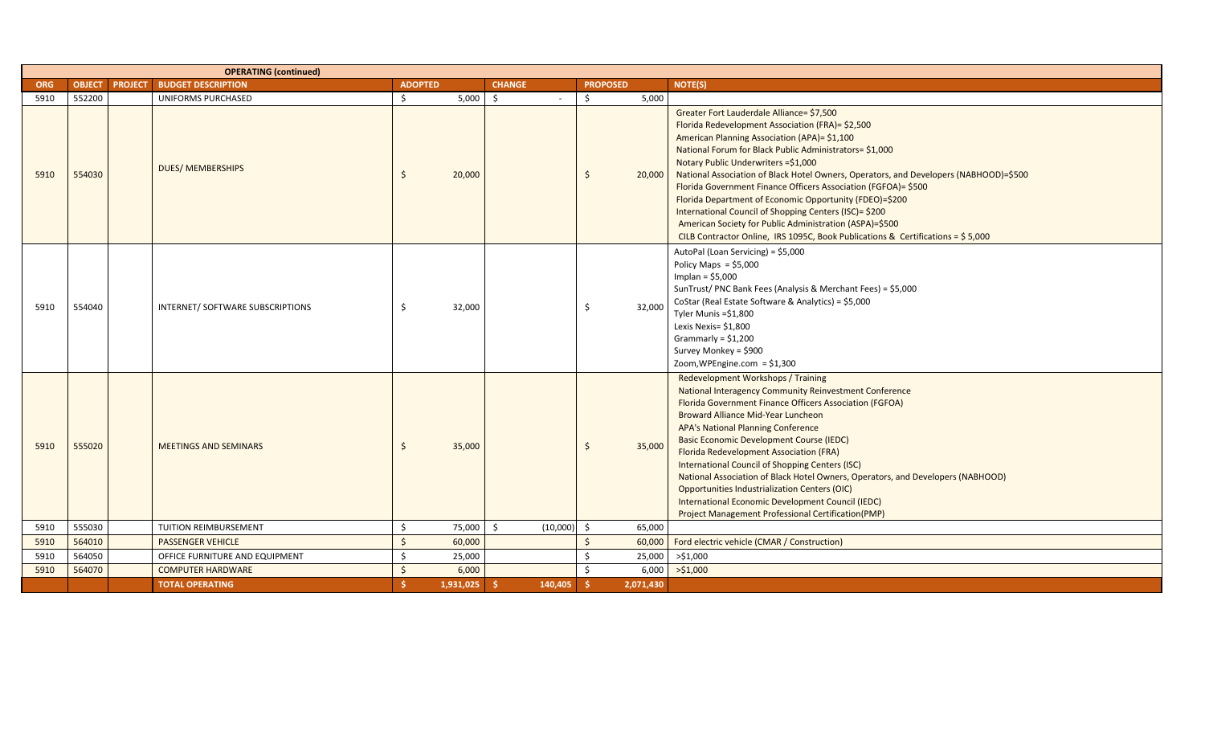| OPERATING (continued) | | | | | | | |
|---|---|---|---|---|---|---|---|
| **ORG** | **OBJECT** | **PROJECT** | **BUDGET DESCRIPTION** | **ADOPTED** | **CHANGE** | **PROPOSED** | **NOTE(S)** |
| 5910 | 552200 | | UNIFORMS PURCHASED | $ 5,000 | $ - | $ 5,000 | |
| 5910 | 554030 | | DUES/ MEMBERSHIPS | $ 20,000 | | $ 20,000 | Greater Fort Lauderdale Alliance= $7,500<br>Florida Redevelopment Association (FRA)= $2,500<br>American Planning Association (APA)= $1,100<br>National Forum for Black Public Administrators= $1,000<br>Notary Public Underwriters =$1,000<br>National Association of Black Hotel Owners, Operators, and Developers (NABHOOD)=$500<br>Florida Government Finance Officers Association (FGFOA)= $500<br>Florida Department of Economic Opportunity (FDEO)=$200<br>International Council of Shopping Centers (ISC)= $200<br>American Society for Public Administration (ASPA)=$500<br>CILB Contractor Online, IRS 1095C, Book Publications & Certifications = $ 5,000 |
| 5910 | 554040 | | INTERNET/ SOFTWARE SUBSCRIPTIONS | $ 32,000 | | $ 32,000 | AutoPal (Loan Servicing) = $5,000<br>Policy Maps = $5,000<br>Implan = $5,000<br>SunTrust/ PNC Bank Fees (Analysis & Merchant Fees) = $5,000<br>CoStar (Real Estate Software & Analytics) = $5,000<br>Tyler Munis =$1,800<br>Lexis Nexis= $1,800<br>Grammarly = $1,200<br>Survey Monkey = $900<br>Zoom,WPEngine.com = $1,300 |
| 5910 | 555020 | | MEETINGS AND SEMINARS | $ 35,000 | | $ 35,000 | Redevelopment Workshops / Training<br>National Interagency Community Reinvestment Conference<br>Florida Government Finance Officers Association (FGFOA)<br>Broward Alliance Mid-Year Luncheon<br>APA's National Planning Conference<br>Basic Economic Development Course (IEDC)<br>Florida Redevelopment Association (FRA)<br>International Council of Shopping Centers (ISC)<br>National Association of Black Hotel Owners, Operators, and Developers (NABHOOD)<br>Opportunities Industrialization Centers (OIC)<br>International Economic Development Council (IEDC)<br>Project Management Professional Certification(PMP) |
| 5910 | 555030 | | TUITION REIMBURSEMENT | $ 75,000 | $ (10,000) | $ 65,000 | |
| 5910 | 564010 | | PASSENGER VEHICLE | $ 60,000 | | $ 60,000 | Ford electric vehicle (CMAR / Construction) |
| 5910 | 564050 | | OFFICE FURNITURE AND EQUIPMENT | $ 25,000 | | $ 25,000 | >$1,000 |
| 5910 | 564070 | | COMPUTER HARDWARE | $ 6,000 | | $ 6,000 | >$1,000 |
| | | | **TOTAL OPERATING** | **$ 1,931,025** | **$ 140,405** | **$ 2,071,430** | |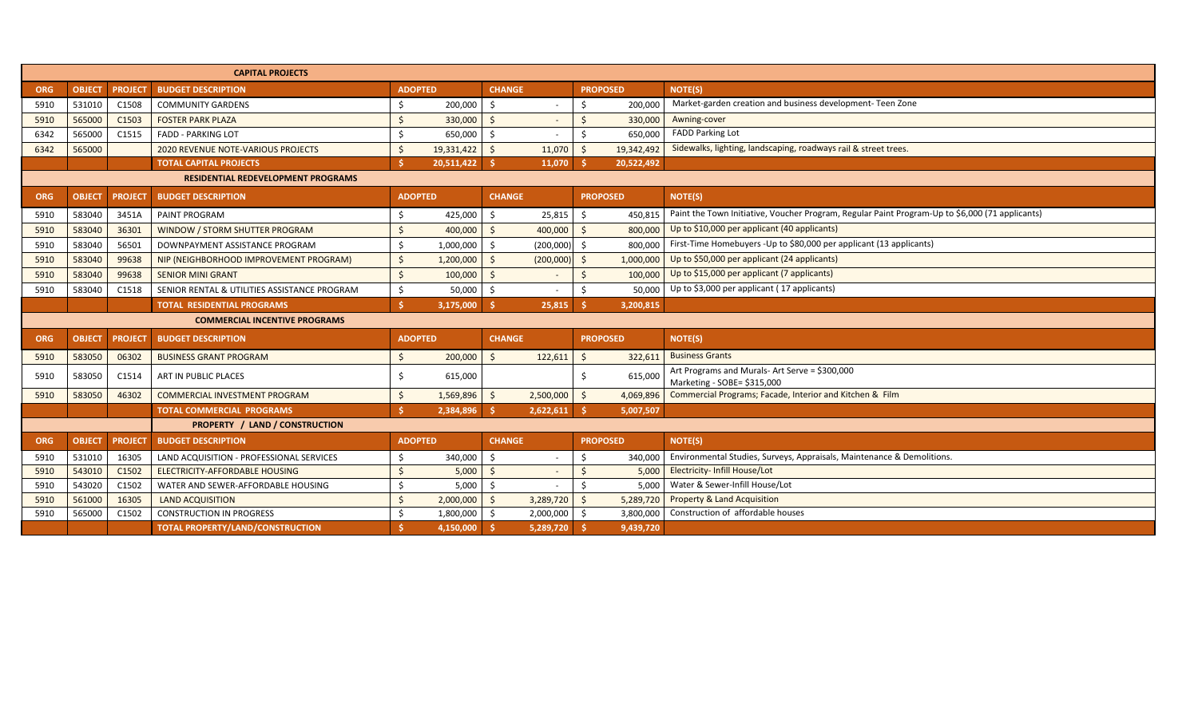| ORG | OBJECT | PROJECT | BUDGET DESCRIPTION | ADOPTED | CHANGE | PROPOSED | NOTE(S) |
|---|---|---|---|---|---|---|---|
| | | | **CAPITAL PROJECTS** | | | | |
| 5910 | 531010 | C1508 | COMMUNITY GARDENS | $ 200,000 | $ - | $ 200,000 | Market-garden creation and business development- Teen Zone |
| 5910 | 565000 | C1503 | FOSTER PARK PLAZA | $ 330,000 | $ - | $ 330,000 | Awning-cover |
| 6342 | 565000 | C1515 | FADD - PARKING LOT | $ 650,000 | $ - | $ 650,000 | FADD Parking Lot |
| 6342 | 565000 | | 2020 REVENUE NOTE-VARIOUS PROJECTS | $ 19,331,422 | $ 11,070 | $ 19,342,492 | Sidewalks, lighting, landscaping, roadways rail & street trees. |
| | | | **TOTAL CAPITAL PROJECTS** | **$ 20,511,422** | **$ 11,070** | **$ 20,522,492** | |
| | | | **RESIDENTIAL REDEVELOPMENT PROGRAMS** | | | | |
| **ORG** | **OBJECT** | **PROJECT** | **BUDGET DESCRIPTION** | **ADOPTED** | **CHANGE** | **PROPOSED** | **NOTE(S)** |
| 5910 | 583040 | 3451A | PAINT PROGRAM | $ 425,000 | $ 25,815 | $ 450,815 | Paint the Town Initiative, Voucher Program, Regular Paint Program-Up to $6,000 (71 applicants) |
| 5910 | 583040 | 36301 | WINDOW / STORM SHUTTER PROGRAM | $ 400,000 | $ 400,000 | $ 800,000 | Up to $10,000 per applicant (40 applicants) |
| 5910 | 583040 | 56501 | DOWNPAYMENT ASSISTANCE PROGRAM | $ 1,000,000 | $ (200,000) | $ 800,000 | First-Time Homebuyers -Up to $80,000 per applicant (13 applicants) |
| 5910 | 583040 | 99638 | NIP (NEIGHBORHOOD IMPROVEMENT PROGRAM) | $ 1,200,000 | $ (200,000) | $ 1,000,000 | Up to $50,000 per applicant (24 applicants) |
| 5910 | 583040 | 99638 | SENIOR MINI GRANT | $ 100,000 | $ - | $ 100,000 | Up to $15,000 per applicant (7 applicants) |
| 5910 | 583040 | C1518 | SENIOR RENTAL & UTILITIES ASSISTANCE PROGRAM | $ 50,000 | $ - | $ 50,000 | Up to $3,000 per applicant ( 17 applicants) |
| | | | **TOTAL RESIDENTIAL PROGRAMS** | **$ 3,175,000** | **$ 25,815** | **$ 3,200,815** | |
| | | | **COMMERCIAL INCENTIVE PROGRAMS** | | | | |
| **ORG** | **OBJECT** | **PROJECT** | **BUDGET DESCRIPTION** | **ADOPTED** | **CHANGE** | **PROPOSED** | **NOTE(S)** |
| 5910 | 583050 | 06302 | BUSINESS GRANT PROGRAM | $ 200,000 | $ 122,611 | $ 322,611 | Business Grants |
| 5910 | 583050 | C1514 | ART IN PUBLIC PLACES | $ 615,000 | | $ 615,000 | Art Programs and Murals- Art Serve = $300,000 Marketing - SOBE= $315,000 |
| 5910 | 583050 | 46302 | COMMERCIAL INVESTMENT PROGRAM | $ 1,569,896 | $ 2,500,000 | $ 4,069,896 | Commercial Programs; Facade, Interior and Kitchen & Film |
| | | | **TOTAL COMMERCIAL PROGRAMS** | **$ 2,384,896** | **$ 2,622,611** | **$ 5,007,507** | |
| | | | **PROPERTY / LAND / CONSTRUCTION** | | | | |
| **ORG** | **OBJECT** | **PROJECT** | **BUDGET DESCRIPTION** | **ADOPTED** | **CHANGE** | **PROPOSED** | **NOTE(S)** |
| 5910 | 531010 | 16305 | LAND ACQUISITION - PROFESSIONAL SERVICES | $ 340,000 | $ - | $ 340,000 | Environmental Studies, Surveys, Appraisals, Maintenance & Demolitions. |
| 5910 | 543010 | C1502 | ELECTRICITY-AFFORDABLE HOUSING | $ 5,000 | $ - | $ 5,000 | Electricity- Infill House/Lot |
| 5910 | 543020 | C1502 | WATER AND SEWER-AFFORDABLE HOUSING | $ 5,000 | $ - | $ 5,000 | Water & Sewer-Infill House/Lot |
| 5910 | 561000 | 16305 | LAND ACQUISITION | $ 2,000,000 | $ 3,289,720 | $ 5,289,720 | Property & Land Acquisition |
| 5910 | 565000 | C1502 | CONSTRUCTION IN PROGRESS | $ 1,800,000 | $ 2,000,000 | $ 3,800,000 | Construction of affordable houses |
| | | | **TOTAL PROPERTY/LAND/CONSTRUCTION** | **$ 4,150,000** | **$ 5,289,720** | **$ 9,439,720** | |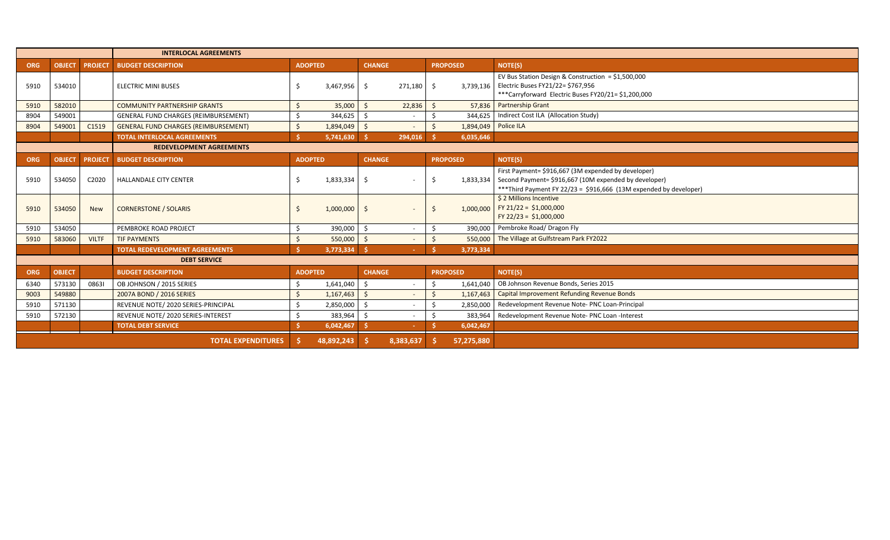| ORG | OBJECT | PROJECT | BUDGET DESCRIPTION | ADOPTED | CHANGE | PROPOSED | NOTE(S) |
|---|---|---|---|---|---|---|---|
| | | | **INTERLOCAL AGREEMENTS** | | | | |
| **ORG** | **OBJECT** | **PROJECT** | **BUDGET DESCRIPTION** | **ADOPTED** | **CHANGE** | **PROPOSED** | **NOTE(S)** |
| 5910 | 534010 | | ELECTRIC MINI BUSES | $ 3,467,956 | $ 271,180 | $ 3,739,136 | EV Bus Station Design & Construction = $1,500,000<br>Electric Buses FY21/22= $767,956<br>***Carryforward Electric Buses FY20/21= $1,200,000 |
| 5910 | 582010 | | COMMUNITY PARTNERSHIP GRANTS | $ 35,000 | $ 22,836 | $ 57,836 | Partnership Grant |
| 8904 | 549001 | | GENERAL FUND CHARGES (REIMBURSEMENT) | $ 344,625 | $ - | $ 344,625 | Indirect Cost ILA (Allocation Study) |
| 8904 | 549001 | C1519 | GENERAL FUND CHARGES (REIMBURSEMENT) | $ 1,894,049 | $ - | $ 1,894,049 | Police ILA |
| | | | **TOTAL INTERLOCAL AGREEMENTS** | **$ 5,741,630** | **$ 294,016** | **$ 6,035,646** | |
| | | | **REDEVELOPMENT AGREEMENTS** | | | | |
| **ORG** | **OBJECT** | **PROJECT** | **BUDGET DESCRIPTION** | **ADOPTED** | **CHANGE** | **PROPOSED** | **NOTE(S)** |
| 5910 | 534050 | C2020 | HALLANDALE CITY CENTER | $ 1,833,334 | $ - | $ 1,833,334 | First Payment= $916,667 (3M expended by developer)<br>Second Payment= $916,667 (10M expended by developer)<br>***Third Payment FY 22/23 = $916,666 (13M expended by developer) |
| 5910 | 534050 | New | CORNERSTONE / SOLARIS | $ 1,000,000 | $ - | $ 1,000,000 | $ 2 Millions Incentive<br>FY 21/22 = $1,000,000<br>FY 22/23 = $1,000,000 |
| 5910 | 534050 | | PEMBROKE ROAD PROJECT | $ 390,000 | $ - | $ 390,000 | Pembroke Road/ Dragon Fly |
| 5910 | 583060 | VILTF | TIF PAYMENTS | $ 550,000 | $ - | $ 550,000 | The Village at Gulfstream Park FY2022 |
| | | | **TOTAL REDEVELOPMENT AGREEMENTS** | **$ 3,773,334** | **$ -** | **$ 3,773,334** | |
| | | | **DEBT SERVICE** | | | | |
| **ORG** | **OBJECT** | | **BUDGET DESCRIPTION** | **ADOPTED** | **CHANGE** | **PROPOSED** | **NOTE(S)** |
| 6340 | 573130 | 0863I | OB JOHNSON / 2015 SERIES | $ 1,641,040 | $ - | $ 1,641,040 | OB Johnson Revenue Bonds, Series 2015 |
| 9003 | 549880 | | 2007A BOND / 2016 SERIES | $ 1,167,463 | $ - | $ 1,167,463 | Capital Improvement Refunding Revenue Bonds |
| 5910 | 571130 | | REVENUE NOTE/ 2020 SERIES-PRINCIPAL | $ 2,850,000 | $ - | $ 2,850,000 | Redevelopment Revenue Note- PNC Loan-Principal |
| 5910 | 572130 | | REVENUE NOTE/ 2020 SERIES-INTEREST | $ 383,964 | $ - | $ 383,964 | Redevelopment Revenue Note- PNC Loan -Interest |
| | | | **TOTAL DEBT SERVICE** | **$ 6,042,467** | **$ -** | **$ 6,042,467** | |
| | | | **TOTAL EXPENDITURES** | **$ 48,892,243** | **$ 8,383,637** | **$ 57,275,880** | |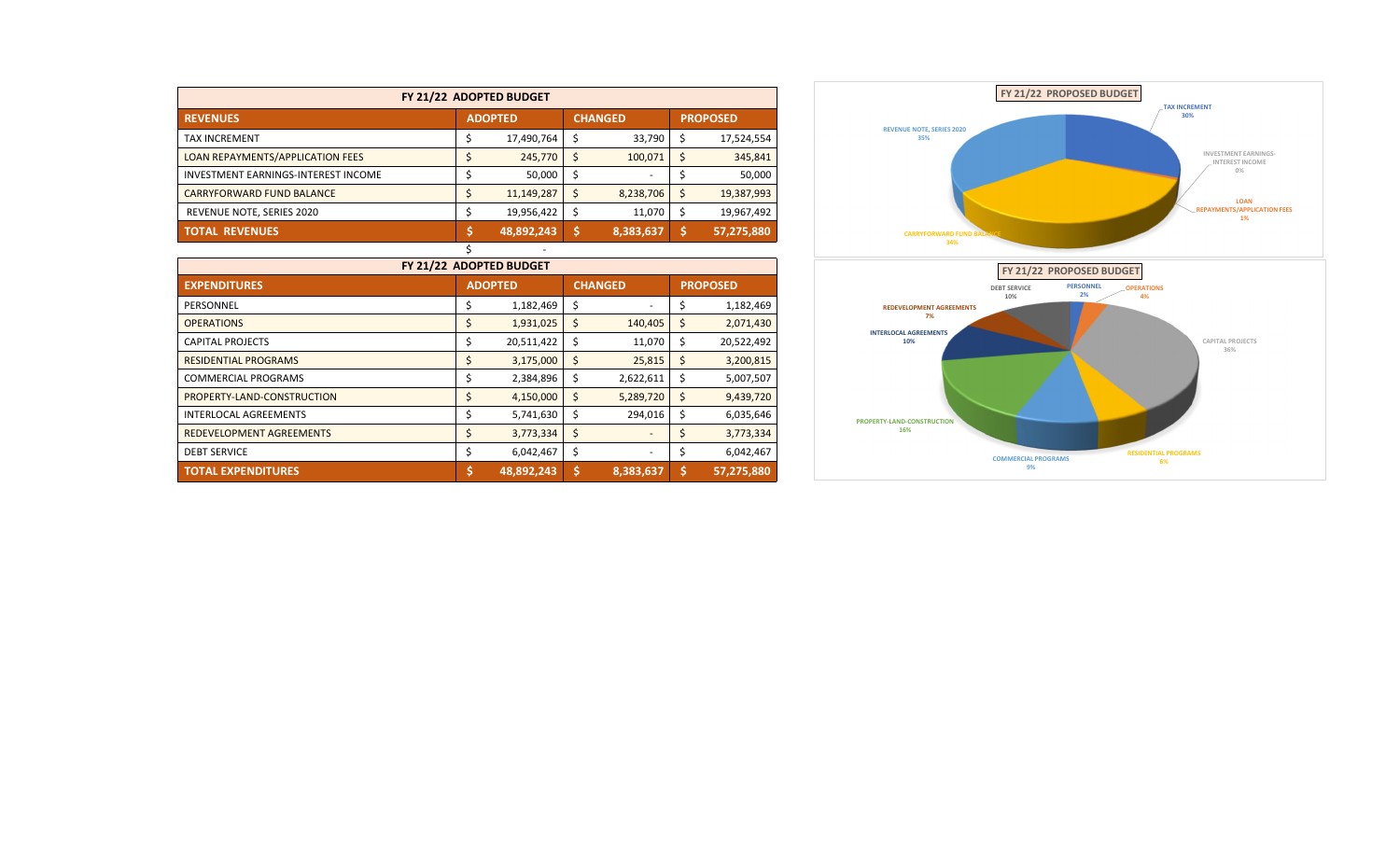| FY 21/22 ADOPTED BUDGET | | | |
|---|---|---|---|
| **REVENUES** | **ADOPTED** | **CHANGED** | **PROPOSED** |
| TAX INCREMENT | $ 17,490,764 | $ 33,790 | $ 17,524,554 |
| LOAN REPAYMENTS/APPLICATION FEES | $ 245,770 | $ 100,071 | $ 345,841 |
| INVESTMENT EARNINGS-INTEREST INCOME | $ 50,000 | $ - | $ 50,000 |
| CARRYFORWARD FUND BALANCE | $ 11,149,287 | $ 8,238,706 | $ 19,387,993 |
| REVENUE NOTE, SERIES 2020 | $ 19,956,422 | $ 11,070 | $ 19,967,492 |
| **TOTAL REVENUES** | **$ 48,892,243** | **$ 8,383,637** | **$ 57,275,880** |

$ -

| FY 21/22 ADOPTED BUDGET | | | |
|---|---|---|---|
| **EXPENDITURES** | **ADOPTED** | **CHANGED** | **PROPOSED** |
| PERSONNEL | $ 1,182,469 | $ - | $ 1,182,469 |
| OPERATIONS | $ 1,931,025 | $ 140,405 | $ 2,071,430 |
| CAPITAL PROJECTS | $ 20,511,422 | $ 11,070 | $ 20,522,492 |
| RESIDENTIAL PROGRAMS | $ 3,175,000 | $ 25,815 | $ 3,200,815 |
| COMMERCIAL PROGRAMS | $ 2,384,896 | $ 2,622,611 | $ 5,007,507 |
| PROPERTY-LAND-CONSTRUCTION | $ 4,150,000 | $ 5,289,720 | $ 9,439,720 |
| INTERLOCAL AGREEMENTS | $ 5,741,630 | $ 294,016 | $ 6,035,646 |
| REDEVELOPMENT AGREEMENTS | $ 3,773,334 | $ - | $ 3,773,334 |
| DEBT SERVICE | $ 6,042,467 | $ - | $ 6,042,467 |
| **TOTAL EXPENDITURES** | **$ 48,892,243** | **$ 8,383,637** | **$ 57,275,880** |

FY 21/22 PROPOSED BUDGET

TAX INCREMENT 30%

REVENUE NOTE, SERIES 2020 35%

INVESTMENT EARNINGS-INTEREST INCOME 0%

LOAN REPAYMENTS/APPLICATION FEES 1%

CARRYFORWARD FUND BALANCE 34%

FY 21/22 PROPOSED BUDGET

DEBT SERVICE 10%

PERSONNEL 2%

OPERATIONS 4%

REDEVELOPMENT AGREEMENTS 7%

INTERLOCAL AGREEMENTS 10%

CAPITAL PROJECTS 36%

PROPERTY-LAND-CONSTRUCTION 16%

RESIDENTIAL PROGRAMS 6%

COMMERCIAL PROGRAMS 9%